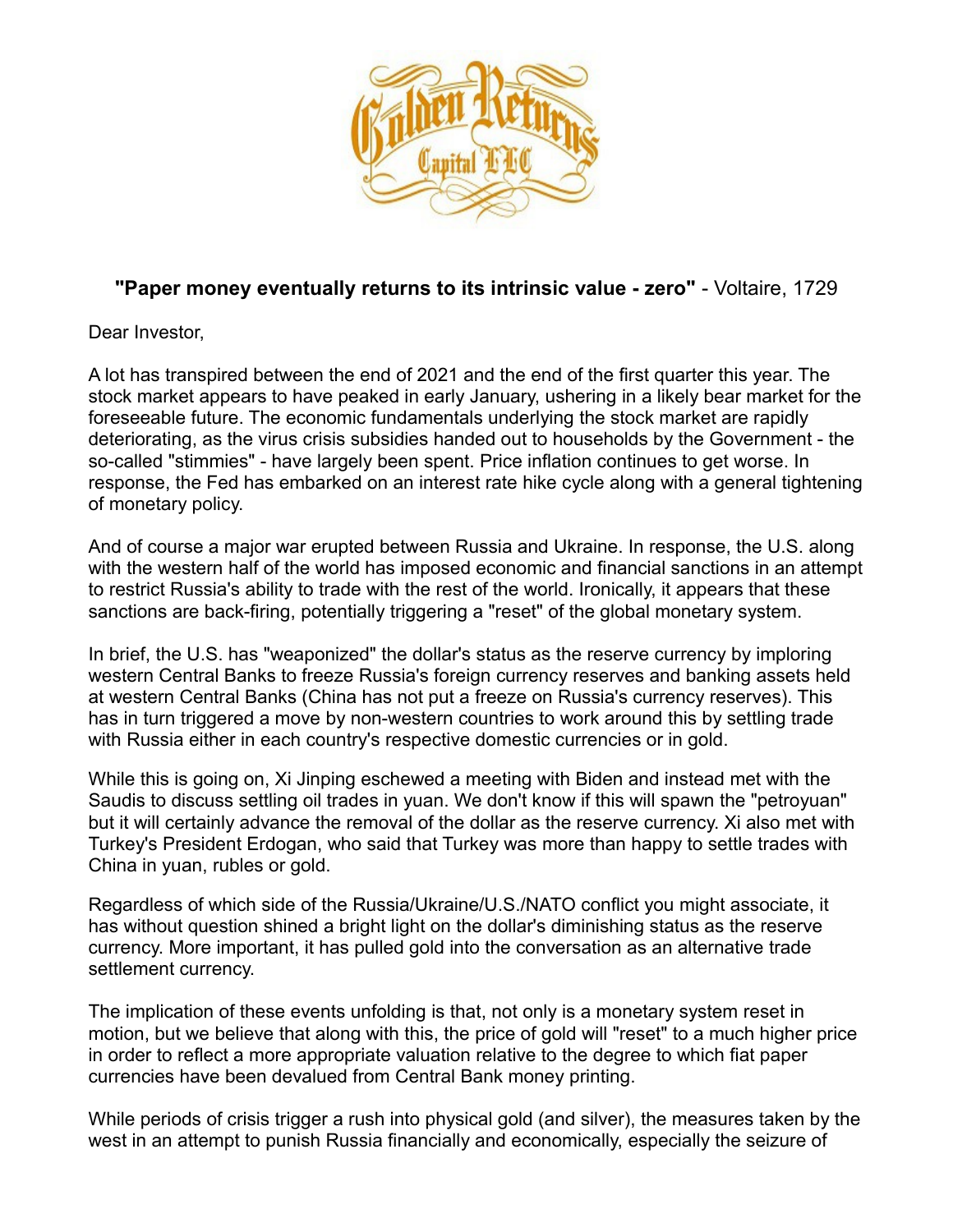**"Paper money eventually returns to its intrinsic value - zero"** - Voltaire, 1729

Dear Investor,

A lot has transpired between the end of 2021 and the end of the first quarter this year. The stock market appears to have peaked in early January, ushering in a likely bear market for the foreseeable future. The economic fundamentals underlying the stock market are rapidly deteriorating, as the virus crisis subsidies handed out to households by the Government - the so-called "stimmies" - have largely been spent. Price inflation continues to get worse. In response, the Fed has embarked on an interest rate hike cycle along with a general tightening of monetary policy.

And of course a major war erupted between Russia and Ukraine. In response, the U.S. along with the western half of the world has imposed economic and financial sanctions in an attempt to restrict Russia's ability to trade with the rest of the world. Ironically, it appears that these sanctions are back-firing, potentially triggering a "reset" of the global monetary system.

In brief, the U.S. has "weaponized" the dollar's status as the reserve currency by imploring western Central Banks to freeze Russia's foreign currency reserves and banking assets held at western Central Banks (China has not put a freeze on Russia's currency reserves). This has in turn triggered a move by non-western countries to work around this by settling trade with Russia either in each country's respective domestic currencies or in gold.

While this is going on, Xi Jinping eschewed a meeting with Biden and instead met with the Saudis to discuss settling oil trades in yuan. We don't know if this will spawn the "petroyuan" but it will certainly advance the removal of the dollar as the reserve currency. Xi also met with Turkey's President Erdogan, who said that Turkey was more than happy to settle trades with China in yuan, rubles or gold.

Regardless of which side of the Russia/Ukraine/U.S./NATO conflict you might associate, it has without question shined a bright light on the dollar's diminishing status as the reserve currency. More important, it has pulled gold into the conversation as an alternative trade settlement currency.

The implication of these events unfolding is that, not only is a monetary system reset in motion, but we believe that along with this, the price of gold will "reset" to a much higher price in order to reflect a more appropriate valuation relative to the degree to which fiat paper currencies have been devalued from Central Bank money printing.

While periods of crisis trigger a rush into physical gold (and silver), the measures taken by the west in an attempt to punish Russia financially and economically, especially the seizure of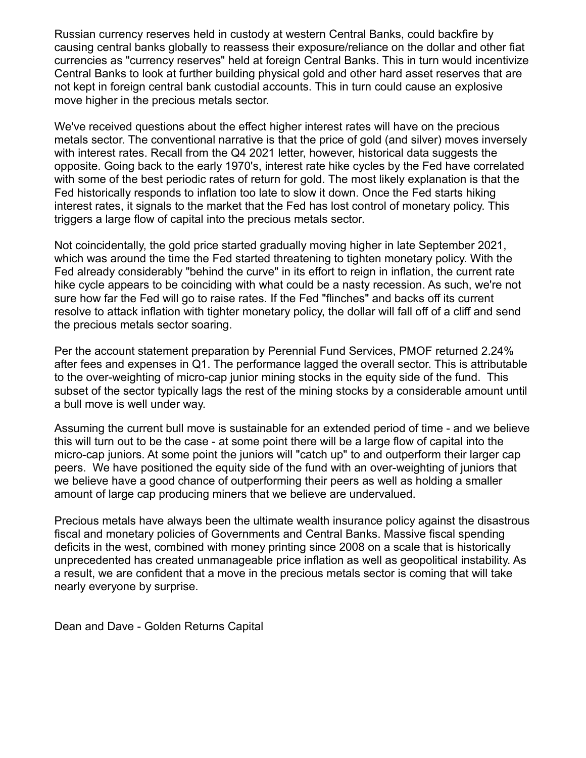Russian currency reserves held in custody at western Central Banks, could backfire by causing central banks globally to reassess their exposure/reliance on the dollar and other fiat currencies as "currency reserves" held at foreign Central Banks. This in turn would incentivize Central Banks to look at further building physical gold and other hard asset reserves that are not kept in foreign central bank custodial accounts. This in turn could cause an explosive move higher in the precious metals sector.

We've received questions about the effect higher interest rates will have on the precious metals sector. The conventional narrative is that the price of gold (and silver) moves inversely with interest rates. Recall from the Q4 2021 letter, however, historical data suggests the opposite. Going back to the early 1970's, interest rate hike cycles by the Fed have correlated with some of the best periodic rates of return for gold. The most likely explanation is that the Fed historically responds to inflation too late to slow it down. Once the Fed starts hiking interest rates, it signals to the market that the Fed has lost control of monetary policy. This triggers a large flow of capital into the precious metals sector.

Not coincidentally, the gold price started gradually moving higher in late September 2021, which was around the time the Fed started threatening to tighten monetary policy. With the Fed already considerably "behind the curve" in its effort to reign in inflation, the current rate hike cycle appears to be coinciding with what could be a nasty recession. As such, we're not sure how far the Fed will go to raise rates. If the Fed "flinches" and backs off its current resolve to attack inflation with tighter monetary policy, the dollar will fall off of a cliff and send the precious metals sector soaring.

Per the account statement preparation by Perennial Fund Services, PMOF returned 2.24% after fees and expenses in Q1. The performance lagged the overall sector. This is attributable to the over-weighting of micro-cap junior mining stocks in the equity side of the fund. This subset of the sector typically lags the rest of the mining stocks by a considerable amount until a bull move is well under way.

Assuming the current bull move is sustainable for an extended period of time - and we believe this will turn out to be the case - at some point there will be a large flow of capital into the micro-cap juniors. At some point the juniors will "catch up" to and outperform their larger cap peers. We have positioned the equity side of the fund with an over-weighting of juniors that we believe have a good chance of outperforming their peers as well as holding a smaller amount of large cap producing miners that we believe are undervalued.

Precious metals have always been the ultimate wealth insurance policy against the disastrous fiscal and monetary policies of Governments and Central Banks. Massive fiscal spending deficits in the west, combined with money printing since 2008 on a scale that is historically unprecedented has created unmanageable price inflation as well as geopolitical instability. As a result, we are confident that a move in the precious metals sector is coming that will take nearly everyone by surprise.

Dean and Dave - Golden Returns Capital